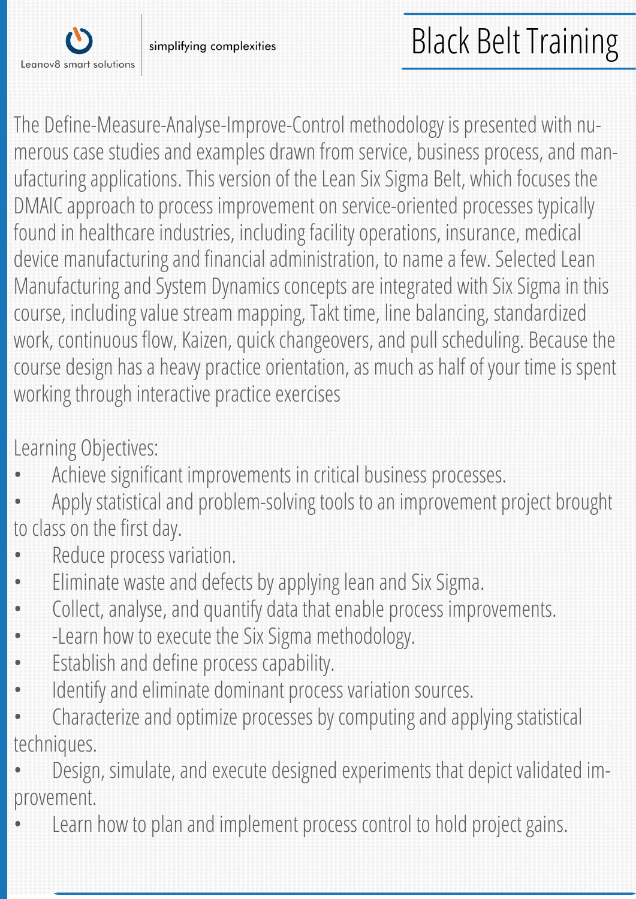Leanov8 smart solutions

simplifying complexities

# Black Belt Training

The Define-Measure-Analyse-Improve-Control methodology is presented with numerous case studies and examples drawn from service, business process, and manufacturing applications. This version of the Lean Six Sigma Belt, which focuses the DMAIC approach to process improvement on service-oriented processes typically found in healthcare industries, including facility operations, insurance, medical device manufacturing and financial administration, to name a few. Selected Lean Manufacturing and System Dynamics concepts are integrated with Six Sigma in this course, including value stream mapping, Takt time, line balancing, standardized work, continuous flow, Kaizen, quick changeovers, and pull scheduling. Because the course design has a heavy practice orientation, as much as half of your time is spent working through interactive practice exercises

Learning Objectives:

- Achieve significant improvements in critical business processes.
- Apply statistical and problem-solving tools to an improvement project brought to class on the first day.
- Reduce process variation.
- Eliminate waste and defects by applying lean and Six Sigma.
- Collect, analyse, and quantify data that enable process improvements.
- -Learn how to execute the Six Sigma methodology.
- Establish and define process capability.
- Identify and eliminate dominant process variation sources.
- Characterize and optimize processes by computing and applying statistical techniques.
- Design, simulate, and execute designed experiments that depict validated improvement.
- Learn how to plan and implement process control to hold project gains.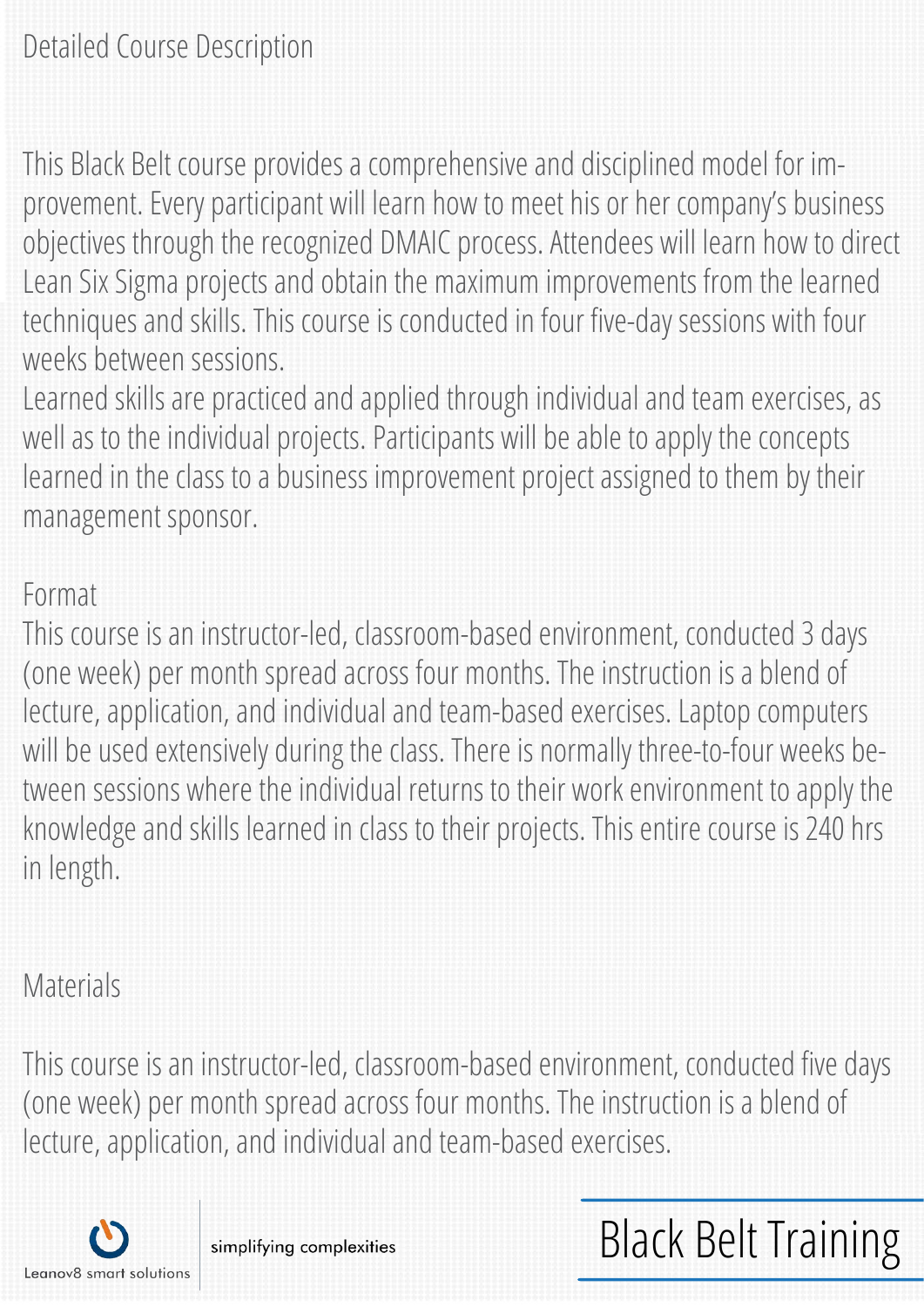## Detailed Course Description

This Black Belt course provides a comprehensive and disciplined model for improvement. Every participant will learn how to meet his or her company's business objectives through the recognized DMAIC process. Attendees will learn how to direct Lean Six Sigma projects and obtain the maximum improvements from the learned techniques and skills. This course is conducted in four five-day sessions with four weeks between sessions.

Learned skills are practiced and applied through individual and team exercises, as well as to the individual projects. Participants will be able to apply the concepts learned in the class to a business improvement project assigned to them by their management sponsor.

## Format

This course is an instructor-led, classroom-based environment, conducted 3 days (one week) per month spread across four months. The instruction is a blend of lecture, application, and individual and team-based exercises. Laptop computers will be used extensively during the class. There is normally three-to-four weeks between sessions where the individual returns to their work environment to apply the knowledge and skills learned in class to their projects. This entire course is 240 hrs in length.

## Materials

This course is an instructor-led, classroom-based environment, conducted five days (one week) per month spread across four months. The instruction is a blend of lecture, application, and individual and team-based exercises.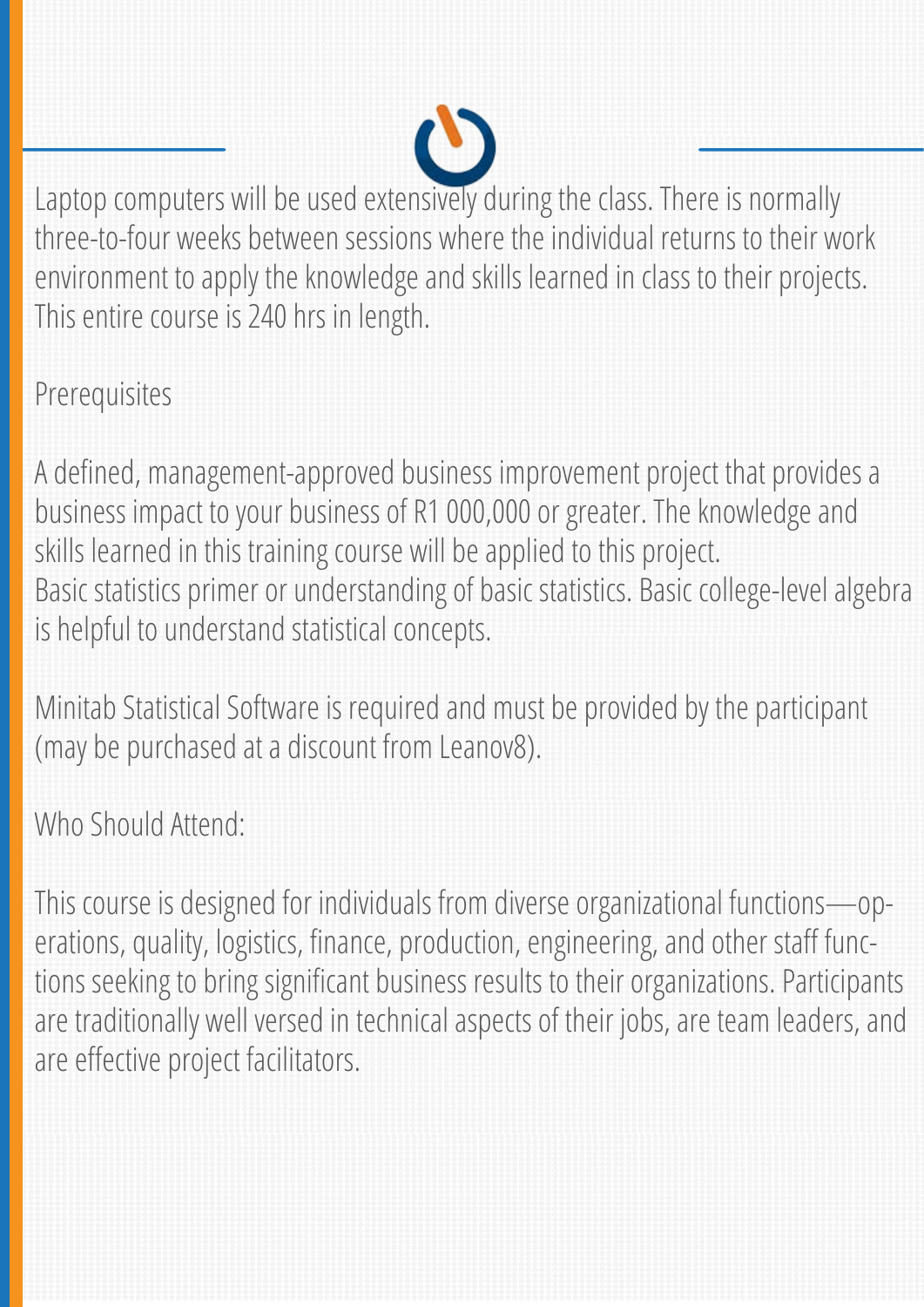Laptop computers will be used extensively during the class. There is normally three-to-four weeks between sessions where the individual returns to their work environment to apply the knowledge and skills learned in class to their projects. This entire course is 240 hrs in length.

## Prerequisites

A defined, management-approved business improvement project that provides a business impact to your business of R1 000,000 or greater. The knowledge and skills learned in this training course will be applied to this project.
Basic statistics primer or understanding of basic statistics. Basic college-level algebra is helpful to understand statistical concepts.

Minitab Statistical Software is required and must be provided by the participant (may be purchased at a discount from Leanov8).

## Who Should Attend:

This course is designed for individuals from diverse organizational functions—operations, quality, logistics, finance, production, engineering, and other staff functions seeking to bring significant business results to their organizations. Participants are traditionally well versed in technical aspects of their jobs, are team leaders, and are effective project facilitators.